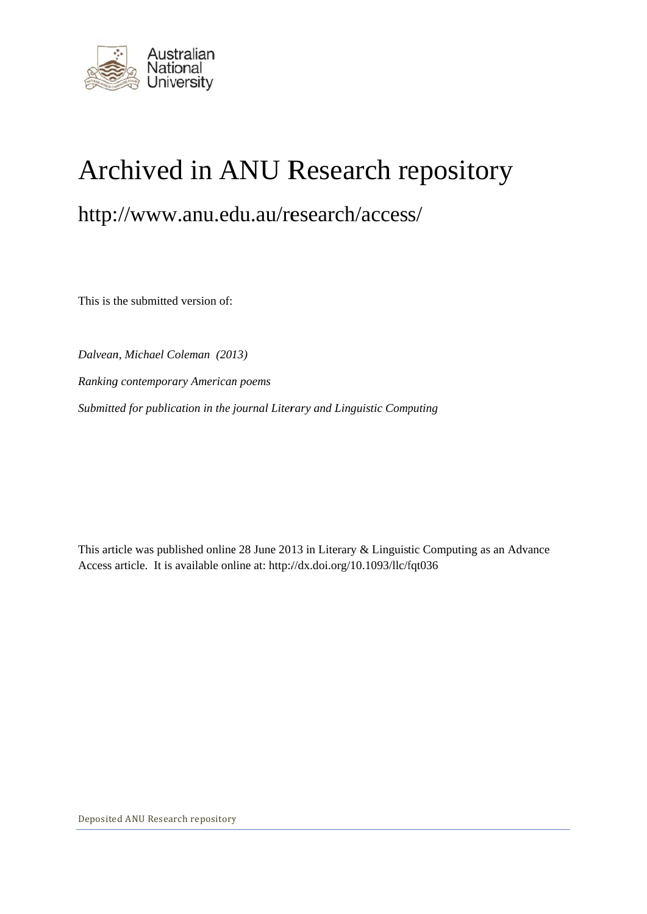Australian National University

# Archived in ANU Research repository

## http://www.anu.edu.au/research/access/

This is the submitted version of:

*Dalvean, Michael Coleman (2013)*

*Ranking contemporary American poems*

*Submitted for publication in the journal Literary and Linguistic Computing*

This article was published online 28 June 2013 in Literary & Linguistic Computing as an Advance Access article. It is available online at: http://dx.doi.org/10.1093/llc/fqt036

Deposited ANU Research repository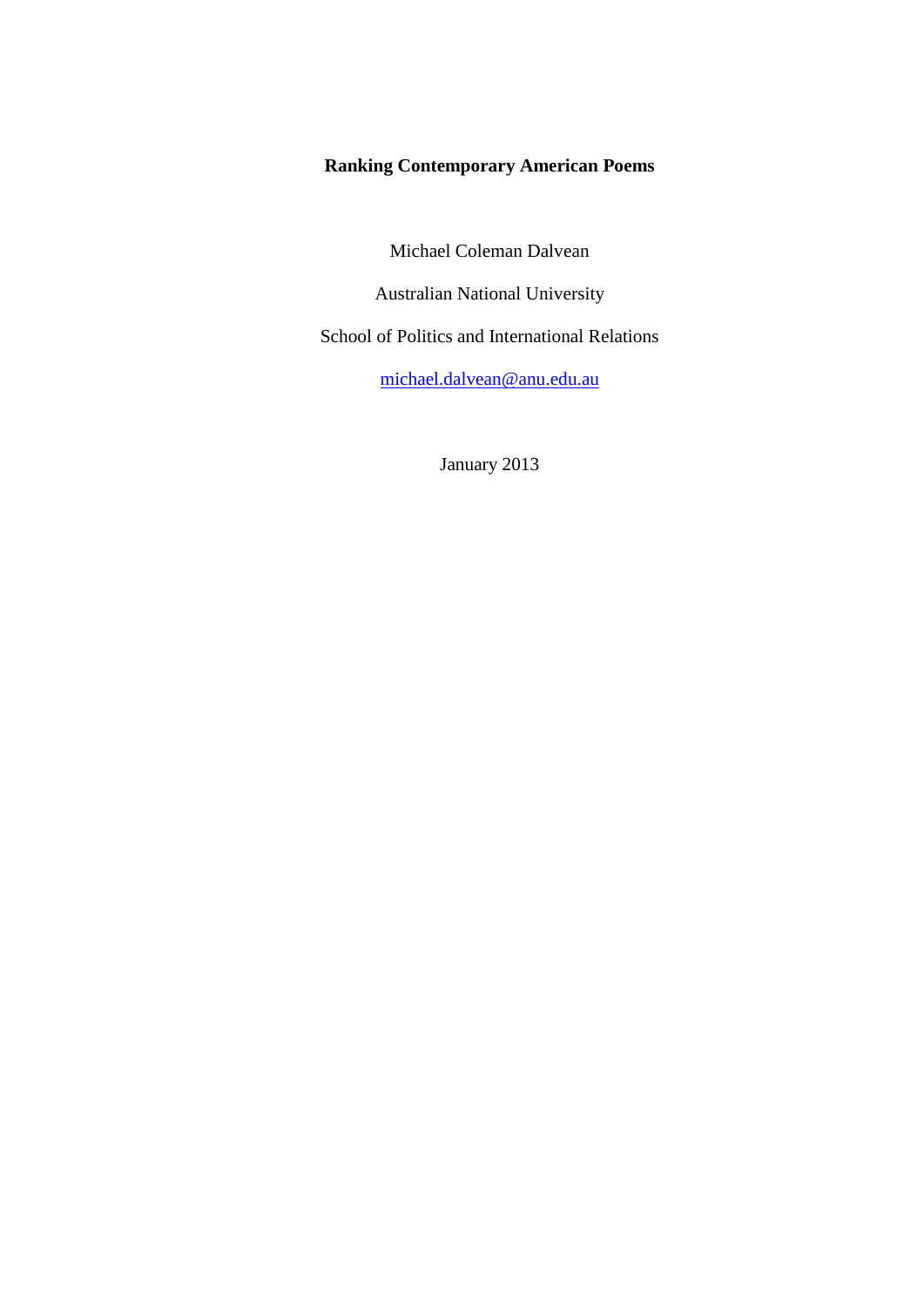**Ranking Contemporary American Poems**

Michael Coleman Dalvean

Australian National University

School of Politics and International Relations

michael.dalvean@anu.edu.au

January 2013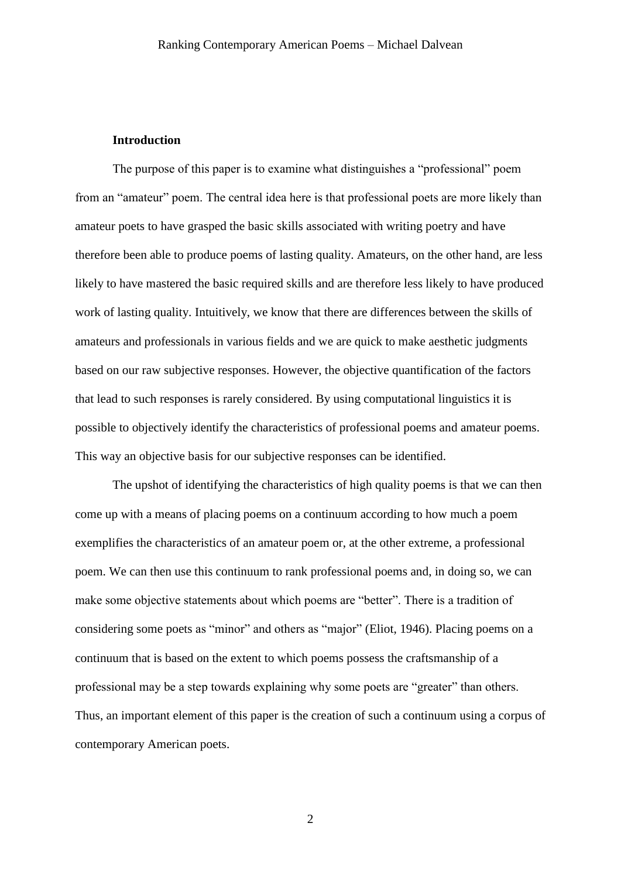## Introduction

The purpose of this paper is to examine what distinguishes a “professional” poem from an “amateur” poem. The central idea here is that professional poets are more likely than amateur poets to have grasped the basic skills associated with writing poetry and have therefore been able to produce poems of lasting quality. Amateurs, on the other hand, are less likely to have mastered the basic required skills and are therefore less likely to have produced work of lasting quality. Intuitively, we know that there are differences between the skills of amateurs and professionals in various fields and we are quick to make aesthetic judgments based on our raw subjective responses. However, the objective quantification of the factors that lead to such responses is rarely considered. By using computational linguistics it is possible to objectively identify the characteristics of professional poems and amateur poems. This way an objective basis for our subjective responses can be identified.

The upshot of identifying the characteristics of high quality poems is that we can then come up with a means of placing poems on a continuum according to how much a poem exemplifies the characteristics of an amateur poem or, at the other extreme, a professional poem. We can then use this continuum to rank professional poems and, in doing so, we can make some objective statements about which poems are “better”. There is a tradition of considering some poets as “minor” and others as “major” (Eliot, 1946). Placing poems on a continuum that is based on the extent to which poems possess the craftsmanship of a professional may be a step towards explaining why some poets are “greater” than others. Thus, an important element of this paper is the creation of such a continuum using a corpus of contemporary American poets.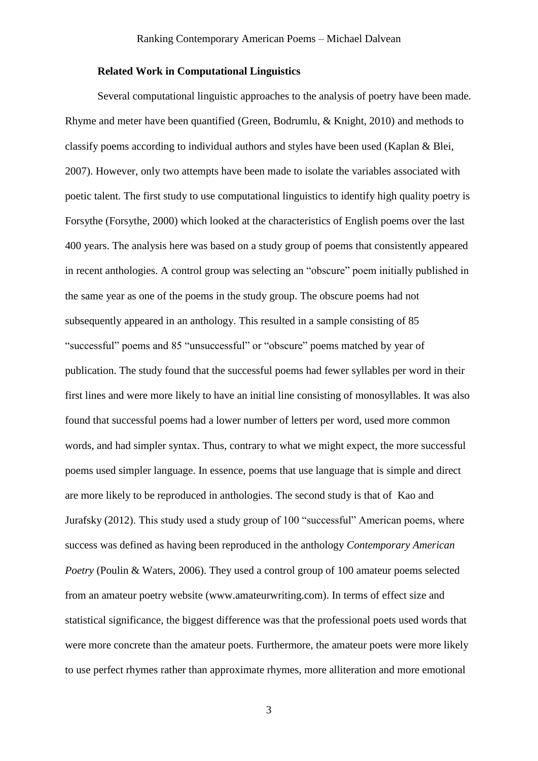**Related Work in Computational Linguistics**

Several computational linguistic approaches to the analysis of poetry have been made. Rhyme and meter have been quantified (Green, Bodrumlu, & Knight, 2010) and methods to classify poems according to individual authors and styles have been used (Kaplan & Blei, 2007). However, only two attempts have been made to isolate the variables associated with poetic talent. The first study to use computational linguistics to identify high quality poetry is Forsythe (Forsythe, 2000) which looked at the characteristics of English poems over the last 400 years. The analysis here was based on a study group of poems that consistently appeared in recent anthologies. A control group was selecting an "obscure" poem initially published in the same year as one of the poems in the study group. The obscure poems had not subsequently appeared in an anthology. This resulted in a sample consisting of 85 "successful" poems and 85 "unsuccessful" or "obscure" poems matched by year of publication. The study found that the successful poems had fewer syllables per word in their first lines and were more likely to have an initial line consisting of monosyllables. It was also found that successful poems had a lower number of letters per word, used more common words, and had simpler syntax. Thus, contrary to what we might expect, the more successful poems used simpler language. In essence, poems that use language that is simple and direct are more likely to be reproduced in anthologies. The second study is that of Kao and Jurafsky (2012). This study used a study group of 100 "successful" American poems, where success was defined as having been reproduced in the anthology *Contemporary American Poetry* (Poulin & Waters, 2006). They used a control group of 100 amateur poems selected from an amateur poetry website (www.amateurwriting.com). In terms of effect size and statistical significance, the biggest difference was that the professional poets used words that were more concrete than the amateur poets. Furthermore, the amateur poets were more likely to use perfect rhymes rather than approximate rhymes, more alliteration and more emotional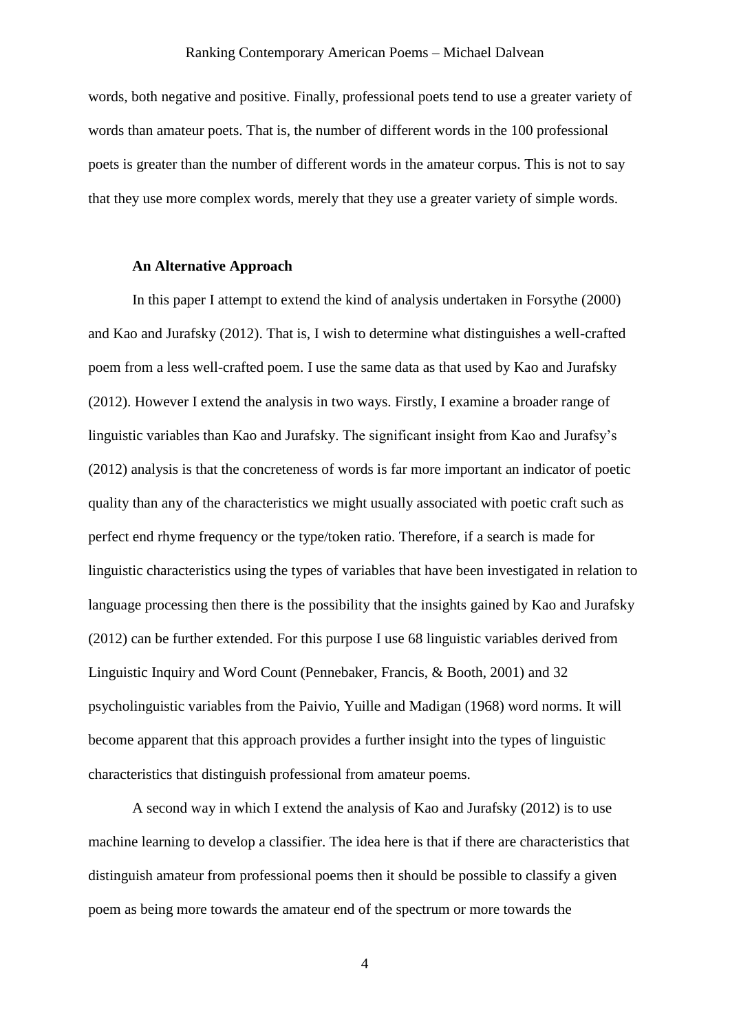words, both negative and positive. Finally, professional poets tend to use a greater variety of words than amateur poets. That is, the number of different words in the 100 professional poets is greater than the number of different words in the amateur corpus. This is not to say that they use more complex words, merely that they use a greater variety of simple words.

### An Alternative Approach

In this paper I attempt to extend the kind of analysis undertaken in Forsythe (2000) and Kao and Jurafsky (2012). That is, I wish to determine what distinguishes a well-crafted poem from a less well-crafted poem. I use the same data as that used by Kao and Jurafsky (2012). However I extend the analysis in two ways. Firstly, I examine a broader range of linguistic variables than Kao and Jurafsky. The significant insight from Kao and Jurafsy's (2012) analysis is that the concreteness of words is far more important an indicator of poetic quality than any of the characteristics we might usually associated with poetic craft such as perfect end rhyme frequency or the type/token ratio. Therefore, if a search is made for linguistic characteristics using the types of variables that have been investigated in relation to language processing then there is the possibility that the insights gained by Kao and Jurafsky (2012) can be further extended. For this purpose I use 68 linguistic variables derived from Linguistic Inquiry and Word Count (Pennebaker, Francis, & Booth, 2001) and 32 psycholinguistic variables from the Paivio, Yuille and Madigan (1968) word norms. It will become apparent that this approach provides a further insight into the types of linguistic characteristics that distinguish professional from amateur poems.

A second way in which I extend the analysis of Kao and Jurafsky (2012) is to use machine learning to develop a classifier. The idea here is that if there are characteristics that distinguish amateur from professional poems then it should be possible to classify a given poem as being more towards the amateur end of the spectrum or more towards the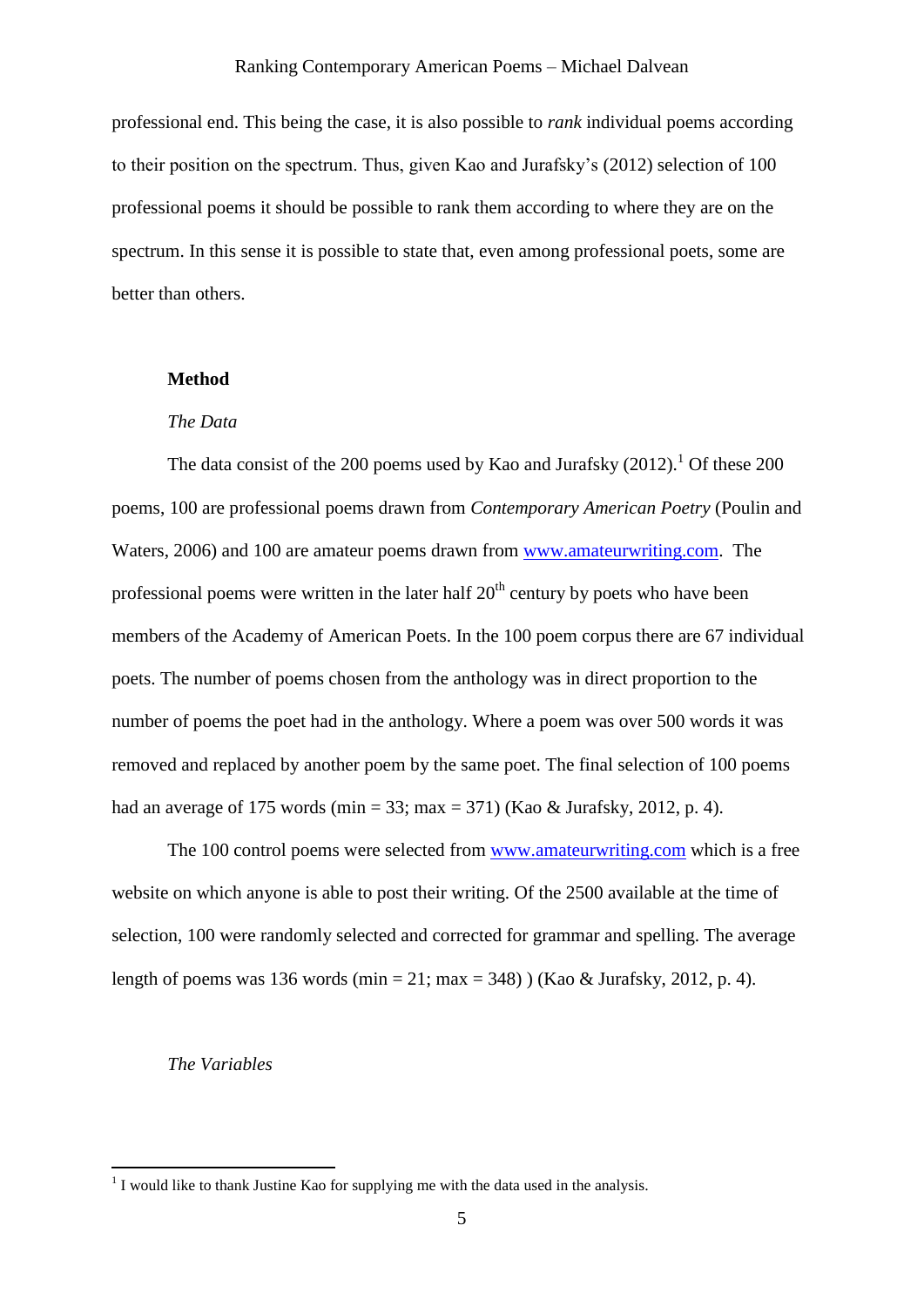professional end. This being the case, it is also possible to *rank* individual poems according to their position on the spectrum. Thus, given Kao and Jurafsky's (2012) selection of 100 professional poems it should be possible to rank them according to where they are on the spectrum. In this sense it is possible to state that, even among professional poets, some are better than others.

## Method

### *The Data*

The data consist of the 200 poems used by Kao and Jurafsky (2012).[1] Of these 200 poems, 100 are professional poems drawn from *Contemporary American Poetry* (Poulin and Waters, 2006) and 100 are amateur poems drawn from www.amateurwriting.com. The professional poems were written in the later half 20th century by poets who have been members of the Academy of American Poets. In the 100 poem corpus there are 67 individual poets. The number of poems chosen from the anthology was in direct proportion to the number of poems the poet had in the anthology. Where a poem was over 500 words it was removed and replaced by another poem by the same poet. The final selection of 100 poems had an average of 175 words (min = 33; max = 371) (Kao & Jurafsky, 2012, p. 4).

The 100 control poems were selected from www.amateurwriting.com which is a free website on which anyone is able to post their writing. Of the 2500 available at the time of selection, 100 were randomly selected and corrected for grammar and spelling. The average length of poems was 136 words (min = 21; max = 348) ) (Kao & Jurafsky, 2012, p. 4).

### *The Variables*

[1] I would like to thank Justine Kao for supplying me with the data used in the analysis.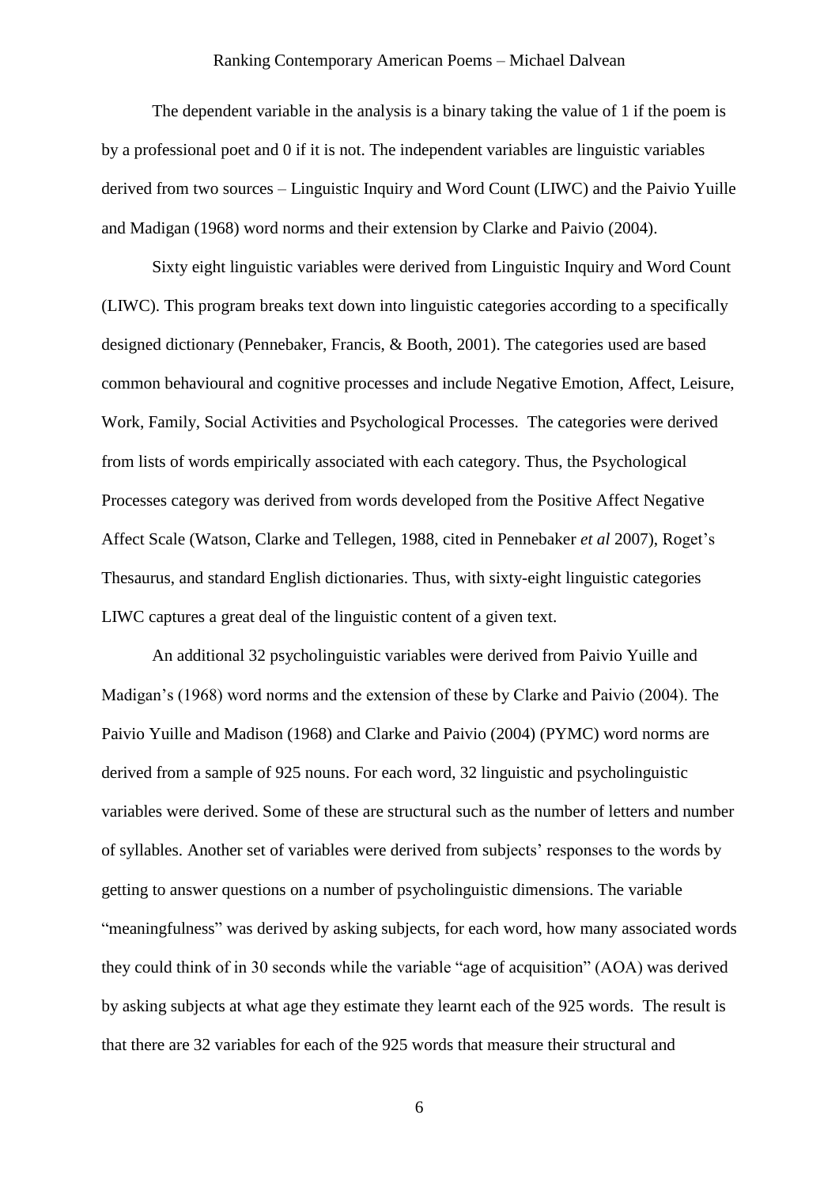The dependent variable in the analysis is a binary taking the value of 1 if the poem is by a professional poet and 0 if it is not. The independent variables are linguistic variables derived from two sources – Linguistic Inquiry and Word Count (LIWC) and the Paivio Yuille and Madigan (1968) word norms and their extension by Clarke and Paivio (2004).

Sixty eight linguistic variables were derived from Linguistic Inquiry and Word Count (LIWC). This program breaks text down into linguistic categories according to a specifically designed dictionary (Pennebaker, Francis, & Booth, 2001). The categories used are based common behavioural and cognitive processes and include Negative Emotion, Affect, Leisure, Work, Family, Social Activities and Psychological Processes. The categories were derived from lists of words empirically associated with each category. Thus, the Psychological Processes category was derived from words developed from the Positive Affect Negative Affect Scale (Watson, Clarke and Tellegen, 1988, cited in Pennebaker *et al* 2007), Roget's Thesaurus, and standard English dictionaries. Thus, with sixty-eight linguistic categories LIWC captures a great deal of the linguistic content of a given text.

An additional 32 psycholinguistic variables were derived from Paivio Yuille and Madigan's (1968) word norms and the extension of these by Clarke and Paivio (2004). The Paivio Yuille and Madison (1968) and Clarke and Paivio (2004) (PYMC) word norms are derived from a sample of 925 nouns. For each word, 32 linguistic and psycholinguistic variables were derived. Some of these are structural such as the number of letters and number of syllables. Another set of variables were derived from subjects' responses to the words by getting to answer questions on a number of psycholinguistic dimensions. The variable "meaningfulness" was derived by asking subjects, for each word, how many associated words they could think of in 30 seconds while the variable "age of acquisition" (AOA) was derived by asking subjects at what age they estimate they learnt each of the 925 words. The result is that there are 32 variables for each of the 925 words that measure their structural and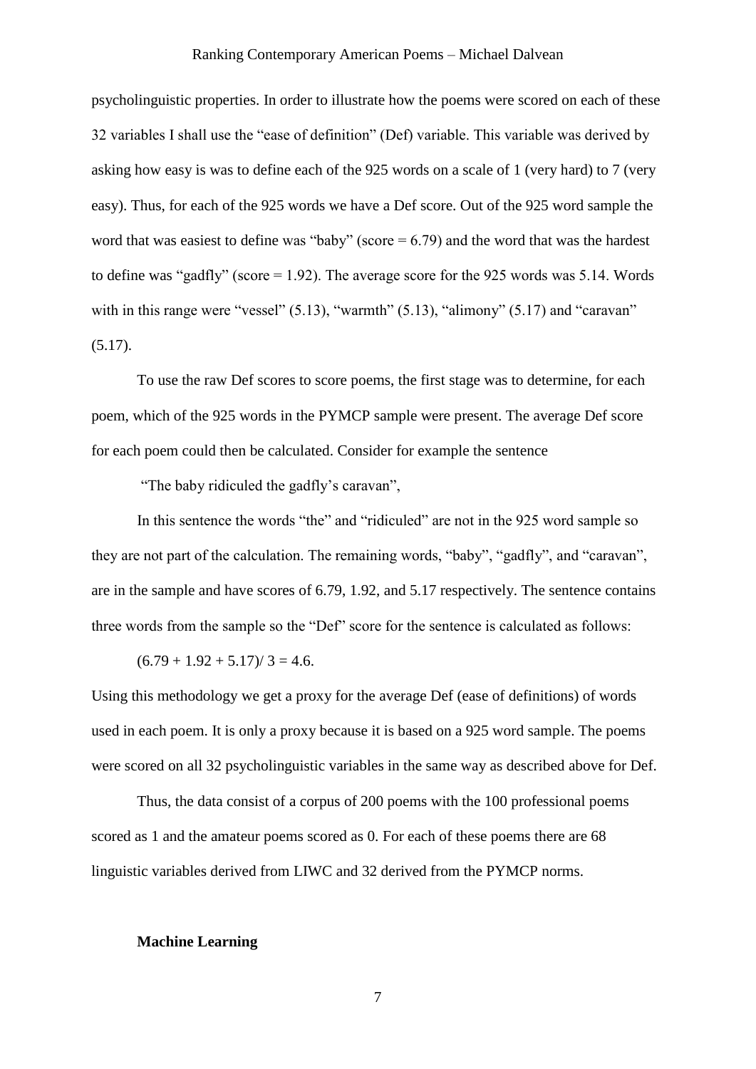psycholinguistic properties. In order to illustrate how the poems were scored on each of these 32 variables I shall use the "ease of definition" (Def) variable. This variable was derived by asking how easy is was to define each of the 925 words on a scale of 1 (very hard) to 7 (very easy). Thus, for each of the 925 words we have a Def score. Out of the 925 word sample the word that was easiest to define was "baby" (score = 6.79) and the word that was the hardest to define was "gadfly" (score = 1.92). The average score for the 925 words was 5.14. Words with in this range were "vessel" (5.13), "warmth" (5.13), "alimony" (5.17) and "caravan" (5.17).

To use the raw Def scores to score poems, the first stage was to determine, for each poem, which of the 925 words in the PYMCP sample were present. The average Def score for each poem could then be calculated. Consider for example the sentence

"The baby ridiculed the gadfly's caravan",

In this sentence the words "the" and "ridiculed" are not in the 925 word sample so they are not part of the calculation. The remaining words, "baby", "gadfly", and "caravan", are in the sample and have scores of 6.79, 1.92, and 5.17 respectively. The sentence contains three words from the sample so the "Def" score for the sentence is calculated as follows:

$(6.79 + 1.92 + 5.17)/ 3 = 4.6$.

Using this methodology we get a proxy for the average Def (ease of definitions) of words used in each poem. It is only a proxy because it is based on a 925 word sample. The poems were scored on all 32 psycholinguistic variables in the same way as described above for Def.

Thus, the data consist of a corpus of 200 poems with the 100 professional poems scored as 1 and the amateur poems scored as 0. For each of these poems there are 68 linguistic variables derived from LIWC and 32 derived from the PYMCP norms.

**Machine Learning**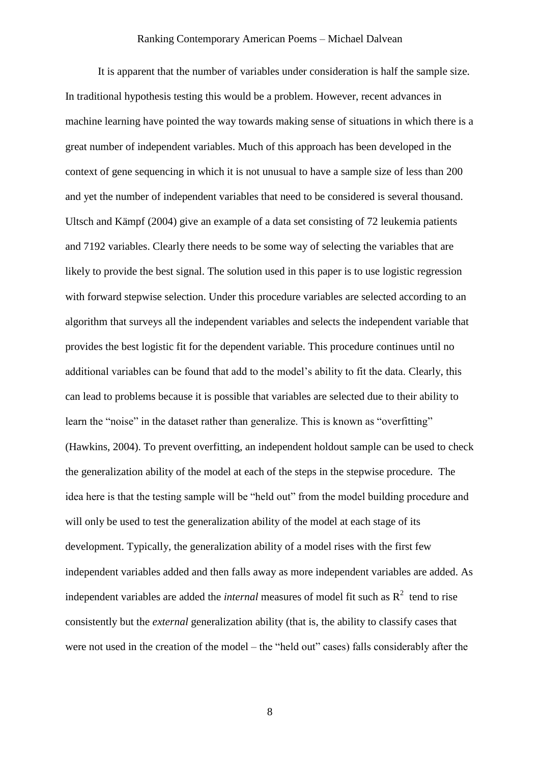It is apparent that the number of variables under consideration is half the sample size. In traditional hypothesis testing this would be a problem. However, recent advances in machine learning have pointed the way towards making sense of situations in which there is a great number of independent variables. Much of this approach has been developed in the context of gene sequencing in which it is not unusual to have a sample size of less than 200 and yet the number of independent variables that need to be considered is several thousand. Ultsch and Kämpf (2004) give an example of a data set consisting of 72 leukemia patients and 7192 variables. Clearly there needs to be some way of selecting the variables that are likely to provide the best signal. The solution used in this paper is to use logistic regression with forward stepwise selection. Under this procedure variables are selected according to an algorithm that surveys all the independent variables and selects the independent variable that provides the best logistic fit for the dependent variable. This procedure continues until no additional variables can be found that add to the model's ability to fit the data. Clearly, this can lead to problems because it is possible that variables are selected due to their ability to learn the "noise" in the dataset rather than generalize. This is known as "overfitting" (Hawkins, 2004). To prevent overfitting, an independent holdout sample can be used to check the generalization ability of the model at each of the steps in the stepwise procedure. The idea here is that the testing sample will be "held out" from the model building procedure and will only be used to test the generalization ability of the model at each stage of its development. Typically, the generalization ability of a model rises with the first few independent variables added and then falls away as more independent variables are added. As independent variables are added the *internal* measures of model fit such as $R^2$ tend to rise consistently but the *external* generalization ability (that is, the ability to classify cases that were not used in the creation of the model – the "held out" cases) falls considerably after the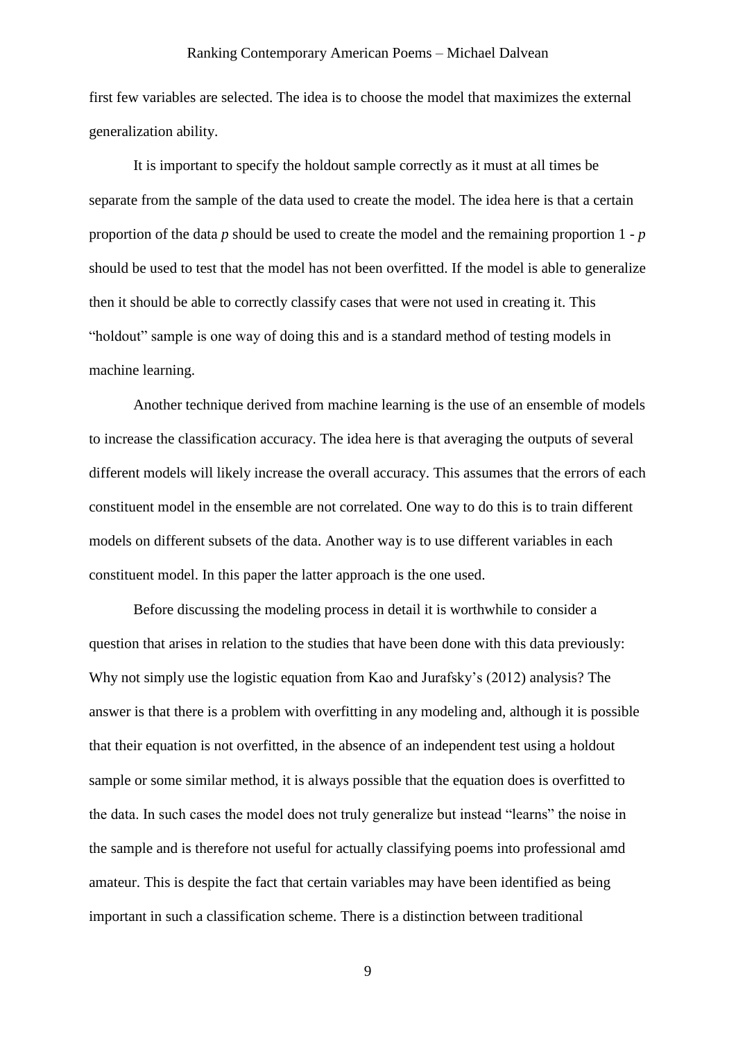first few variables are selected. The idea is to choose the model that maximizes the external generalization ability.

It is important to specify the holdout sample correctly as it must at all times be separate from the sample of the data used to create the model. The idea here is that a certain proportion of the data $p$ should be used to create the model and the remaining proportion $1 - p$ should be used to test that the model has not been overfitted. If the model is able to generalize then it should be able to correctly classify cases that were not used in creating it. This "holdout" sample is one way of doing this and is a standard method of testing models in machine learning.

Another technique derived from machine learning is the use of an ensemble of models to increase the classification accuracy. The idea here is that averaging the outputs of several different models will likely increase the overall accuracy. This assumes that the errors of each constituent model in the ensemble are not correlated. One way to do this is to train different models on different subsets of the data. Another way is to use different variables in each constituent model. In this paper the latter approach is the one used.

Before discussing the modeling process in detail it is worthwhile to consider a question that arises in relation to the studies that have been done with this data previously: Why not simply use the logistic equation from Kao and Jurafsky's (2012) analysis? The answer is that there is a problem with overfitting in any modeling and, although it is possible that their equation is not overfitted, in the absence of an independent test using a holdout sample or some similar method, it is always possible that the equation does is overfitted to the data. In such cases the model does not truly generalize but instead "learns" the noise in the sample and is therefore not useful for actually classifying poems into professional amd amateur. This is despite the fact that certain variables may have been identified as being important in such a classification scheme. There is a distinction between traditional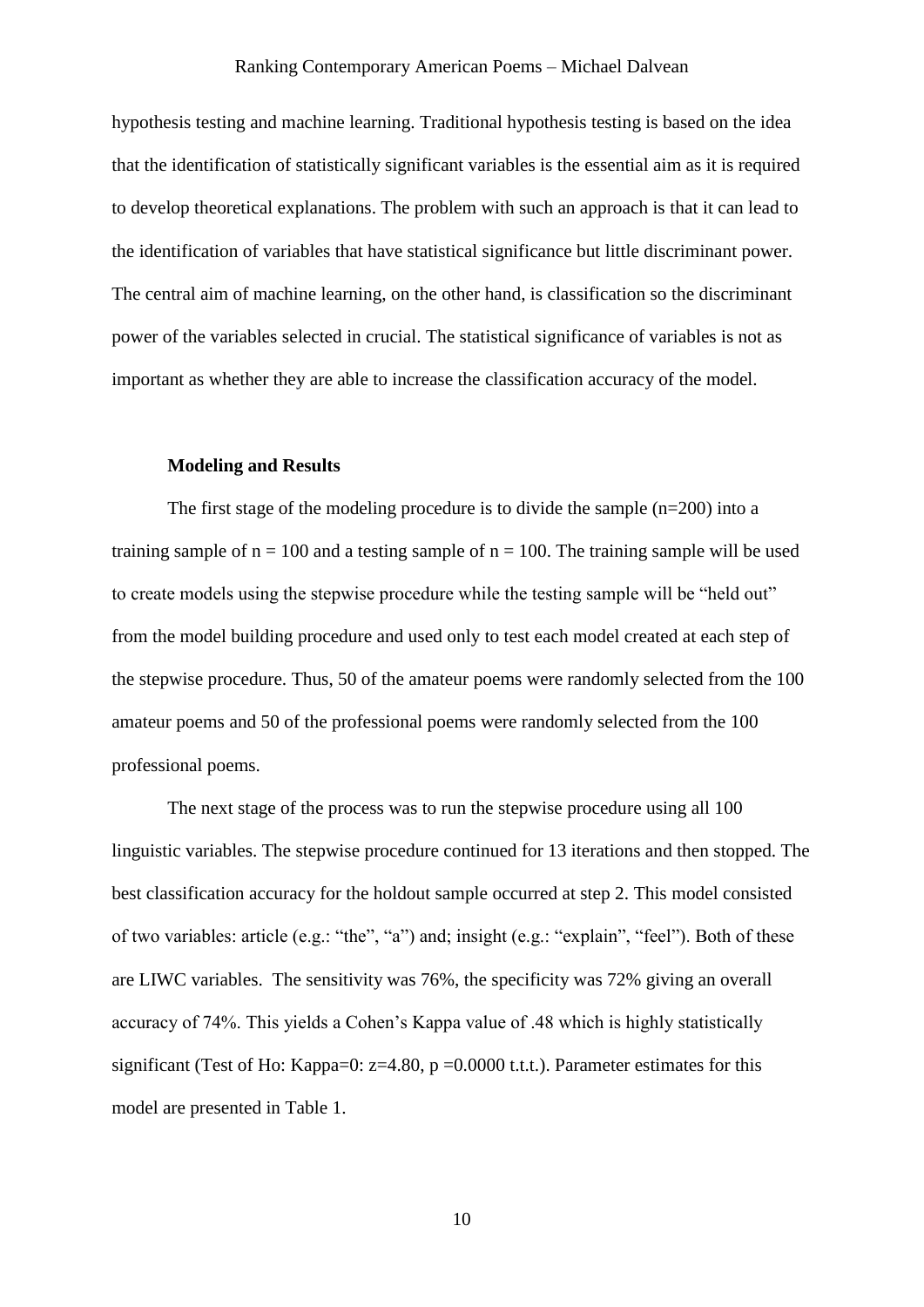hypothesis testing and machine learning. Traditional hypothesis testing is based on the idea that the identification of statistically significant variables is the essential aim as it is required to develop theoretical explanations. The problem with such an approach is that it can lead to the identification of variables that have statistical significance but little discriminant power. The central aim of machine learning, on the other hand, is classification so the discriminant power of the variables selected in crucial. The statistical significance of variables is not as important as whether they are able to increase the classification accuracy of the model.

**Modeling and Results**

The first stage of the modeling procedure is to divide the sample ($n=200$) into a training sample of $n = 100$ and a testing sample of $n = 100$. The training sample will be used to create models using the stepwise procedure while the testing sample will be "held out" from the model building procedure and used only to test each model created at each step of the stepwise procedure. Thus, 50 of the amateur poems were randomly selected from the 100 amateur poems and 50 of the professional poems were randomly selected from the 100 professional poems.

The next stage of the process was to run the stepwise procedure using all 100 linguistic variables. The stepwise procedure continued for 13 iterations and then stopped. The best classification accuracy for the holdout sample occurred at step 2. This model consisted of two variables: article (e.g.: "the", "a") and; insight (e.g.: "explain", "feel"). Both of these are LIWC variables. The sensitivity was 76%, the specificity was 72% giving an overall accuracy of 74%. This yields a Cohen's Kappa value of .48 which is highly statistically significant (Test of Ho: Kappa=0: $z=4.80$, $p =0.0000$ t.t.t.). Parameter estimates for this model are presented in Table 1.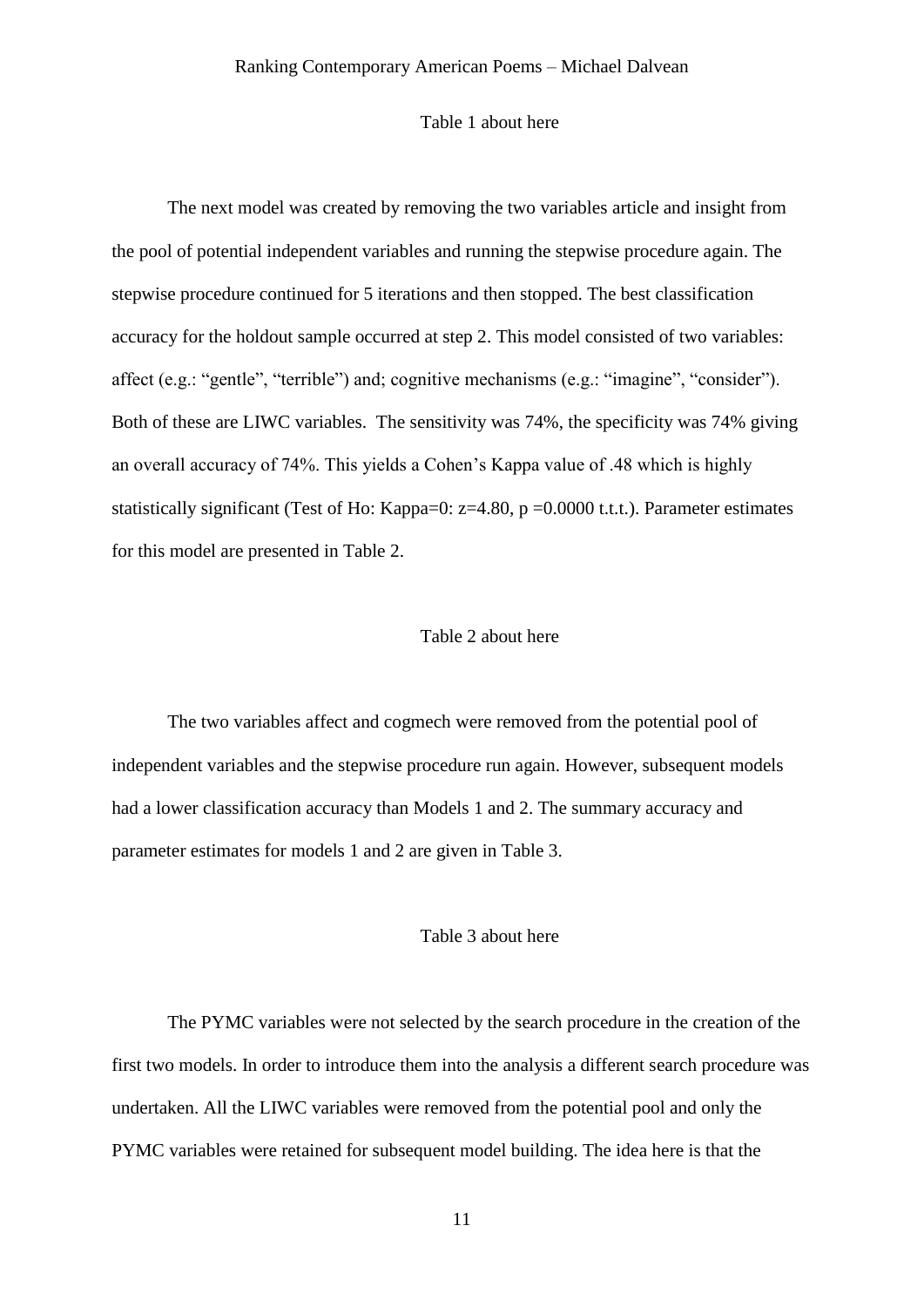Table 1 about here

The next model was created by removing the two variables article and insight from the pool of potential independent variables and running the stepwise procedure again. The stepwise procedure continued for 5 iterations and then stopped. The best classification accuracy for the holdout sample occurred at step 2. This model consisted of two variables: affect (e.g.: "gentle", "terrible") and; cognitive mechanisms (e.g.: "imagine", "consider"). Both of these are LIWC variables. The sensitivity was 74%, the specificity was 74% giving an overall accuracy of 74%. This yields a Cohen's Kappa value of .48 which is highly statistically significant (Test of Ho: Kappa=0: z=4.80, p =0.0000 t.t.t.). Parameter estimates for this model are presented in Table 2.

Table 2 about here

The two variables affect and cogmech were removed from the potential pool of independent variables and the stepwise procedure run again. However, subsequent models had a lower classification accuracy than Models 1 and 2. The summary accuracy and parameter estimates for models 1 and 2 are given in Table 3.

Table 3 about here

The PYMC variables were not selected by the search procedure in the creation of the first two models. In order to introduce them into the analysis a different search procedure was undertaken. All the LIWC variables were removed from the potential pool and only the PYMC variables were retained for subsequent model building. The idea here is that the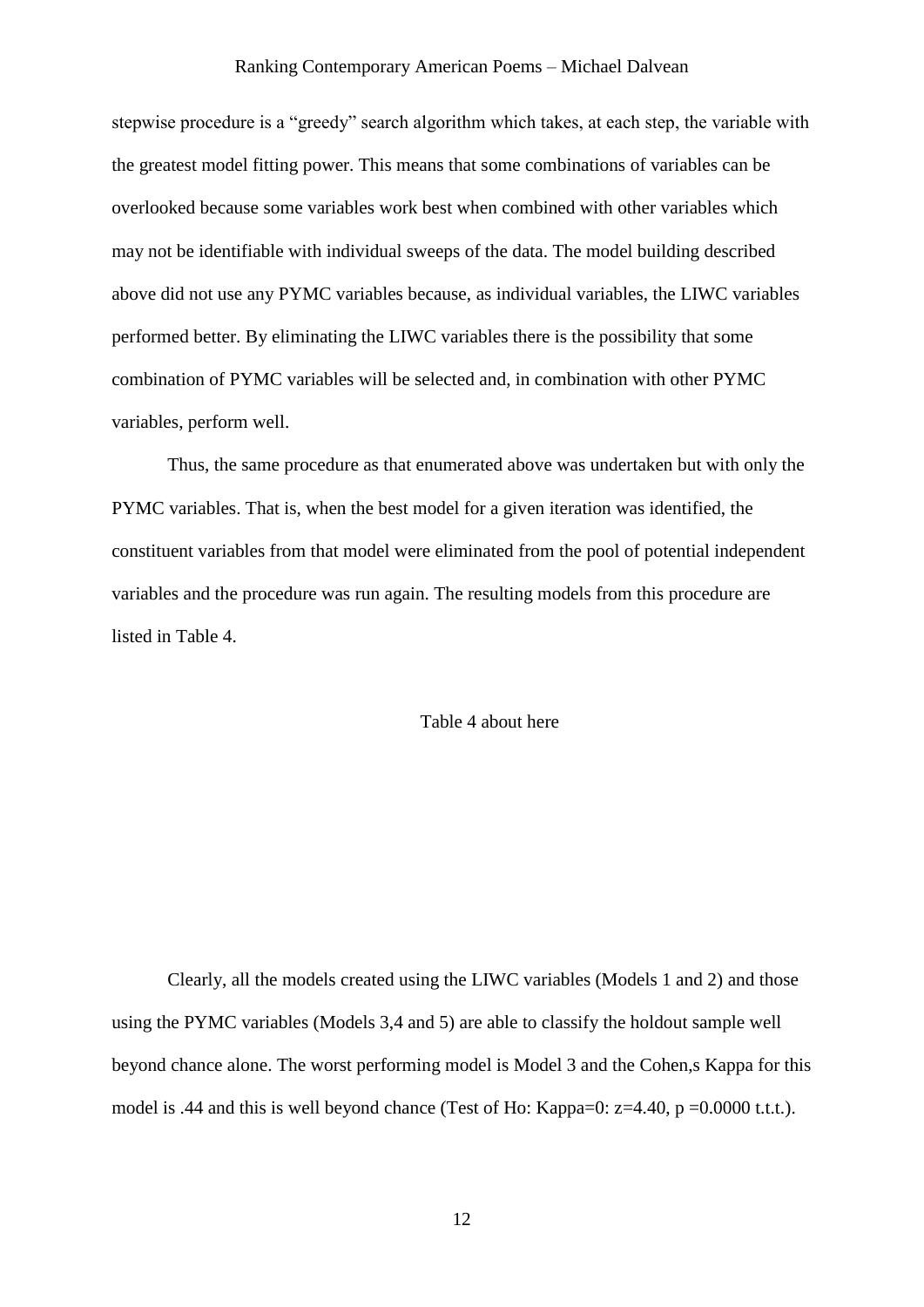stepwise procedure is a "greedy" search algorithm which takes, at each step, the variable with the greatest model fitting power. This means that some combinations of variables can be overlooked because some variables work best when combined with other variables which may not be identifiable with individual sweeps of the data. The model building described above did not use any PYMC variables because, as individual variables, the LIWC variables performed better. By eliminating the LIWC variables there is the possibility that some combination of PYMC variables will be selected and, in combination with other PYMC variables, perform well.

Thus, the same procedure as that enumerated above was undertaken but with only the PYMC variables. That is, when the best model for a given iteration was identified, the constituent variables from that model were eliminated from the pool of potential independent variables and the procedure was run again. The resulting models from this procedure are listed in Table 4.

Table 4 about here

Clearly, all the models created using the LIWC variables (Models 1 and 2) and those using the PYMC variables (Models 3,4 and 5) are able to classify the holdout sample well beyond chance alone. The worst performing model is Model 3 and the Cohen,s Kappa for this model is .44 and this is well beyond chance (Test of Ho: Kappa=0: z=4.40, p =0.0000 t.t.t.).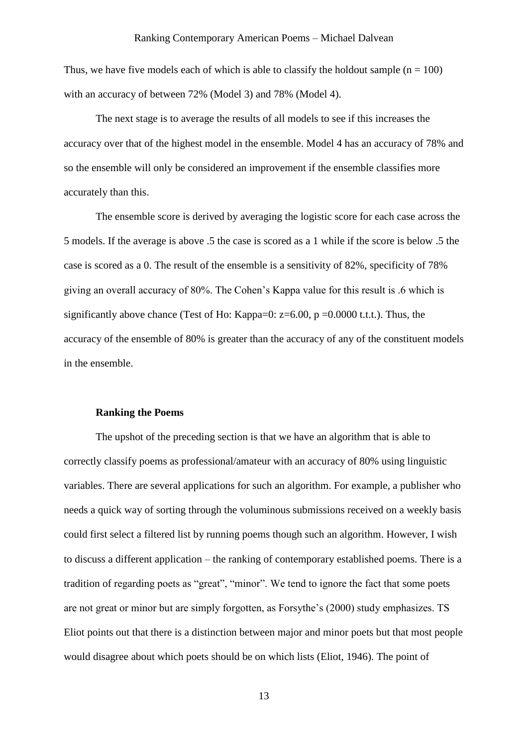Thus, we have five models each of which is able to classify the holdout sample ($n = 100$) with an accuracy of between 72% (Model 3) and 78% (Model 4).

The next stage is to average the results of all models to see if this increases the accuracy over that of the highest model in the ensemble. Model 4 has an accuracy of 78% and so the ensemble will only be considered an improvement if the ensemble classifies more accurately than this.

The ensemble score is derived by averaging the logistic score for each case across the 5 models. If the average is above .5 the case is scored as a 1 while if the score is below .5 the case is scored as a 0. The result of the ensemble is a sensitivity of 82%, specificity of 78% giving an overall accuracy of 80%. The Cohen's Kappa value for this result is .6 which is significantly above chance (Test of Ho: Kappa=0: $z$=6.00, $p$ =0.0000 t.t.t.). Thus, the accuracy of the ensemble of 80% is greater than the accuracy of any of the constituent models in the ensemble.

### Ranking the Poems

The upshot of the preceding section is that we have an algorithm that is able to correctly classify poems as professional/amateur with an accuracy of 80% using linguistic variables. There are several applications for such an algorithm. For example, a publisher who needs a quick way of sorting through the voluminous submissions received on a weekly basis could first select a filtered list by running poems though such an algorithm. However, I wish to discuss a different application – the ranking of contemporary established poems. There is a tradition of regarding poets as "great", "minor". We tend to ignore the fact that some poets are not great or minor but are simply forgotten, as Forsythe's (2000) study emphasizes. TS Eliot points out that there is a distinction between major and minor poets but that most people would disagree about which poets should be on which lists (Eliot, 1946). The point of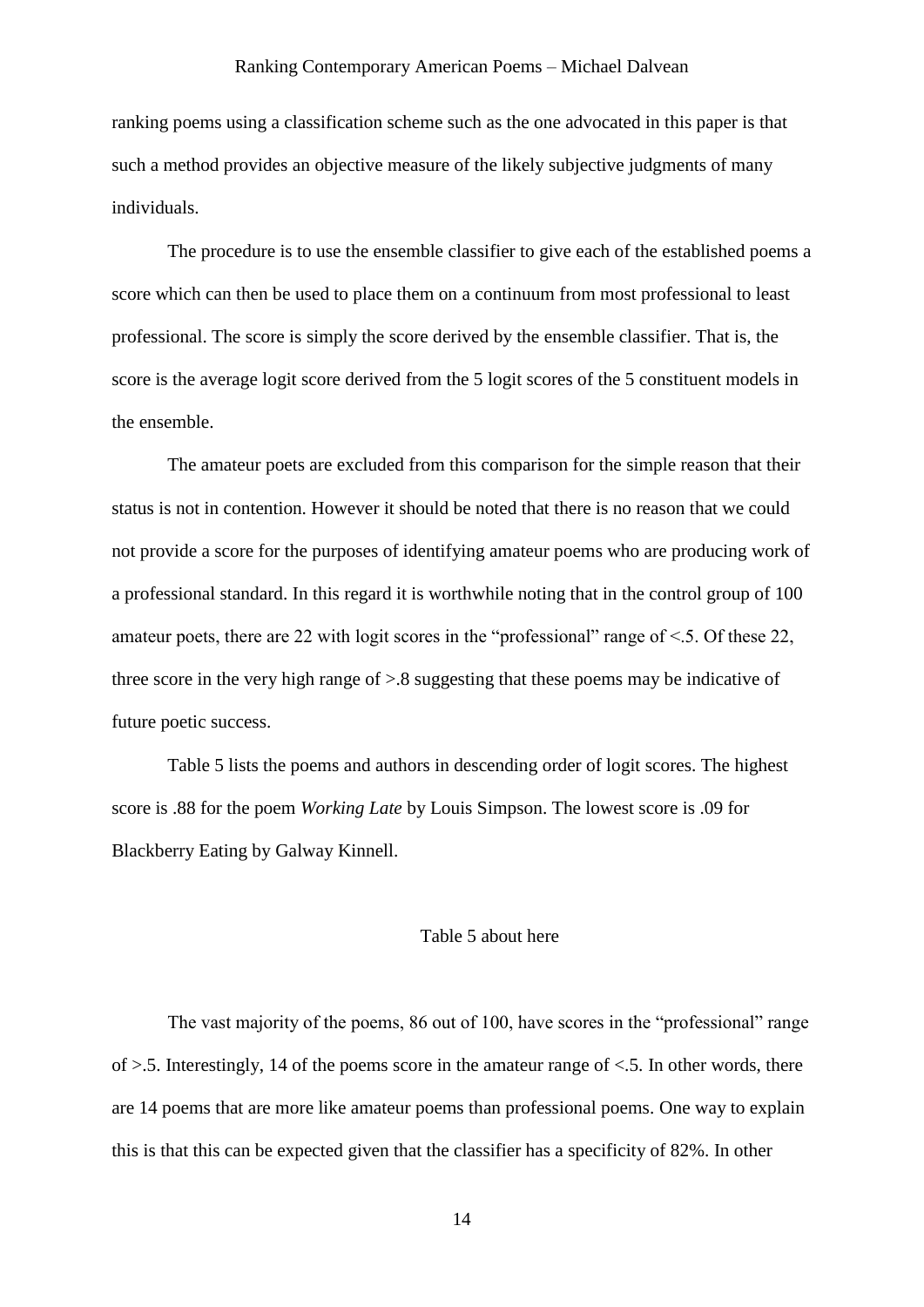ranking poems using a classification scheme such as the one advocated in this paper is that such a method provides an objective measure of the likely subjective judgments of many individuals.

The procedure is to use the ensemble classifier to give each of the established poems a score which can then be used to place them on a continuum from most professional to least professional. The score is simply the score derived by the ensemble classifier. That is, the score is the average logit score derived from the 5 logit scores of the 5 constituent models in the ensemble.

The amateur poets are excluded from this comparison for the simple reason that their status is not in contention. However it should be noted that there is no reason that we could not provide a score for the purposes of identifying amateur poems who are producing work of a professional standard. In this regard it is worthwhile noting that in the control group of 100 amateur poets, there are 22 with logit scores in the "professional" range of <.5. Of these 22, three score in the very high range of >.8 suggesting that these poems may be indicative of future poetic success.

Table 5 lists the poems and authors in descending order of logit scores. The highest score is .88 for the poem *Working Late* by Louis Simpson. The lowest score is .09 for Blackberry Eating by Galway Kinnell.

Table 5 about here

The vast majority of the poems, 86 out of 100, have scores in the "professional" range of >.5. Interestingly, 14 of the poems score in the amateur range of <.5. In other words, there are 14 poems that are more like amateur poems than professional poems. One way to explain this is that this can be expected given that the classifier has a specificity of 82%. In other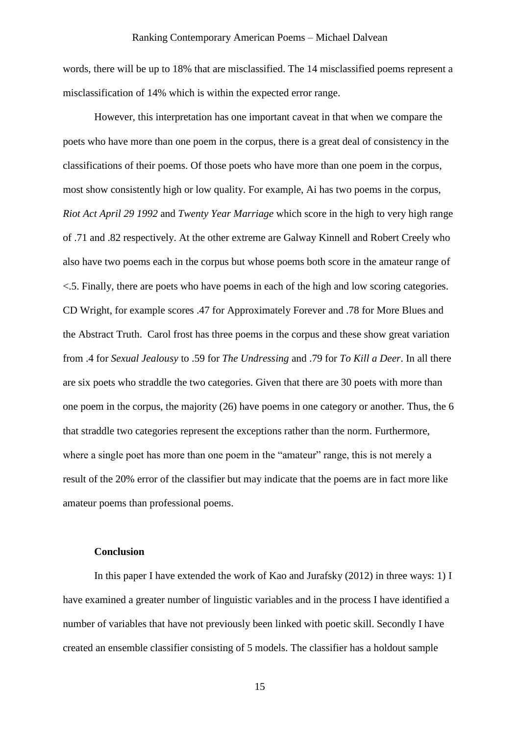words, there will be up to 18% that are misclassified. The 14 misclassified poems represent a misclassification of 14% which is within the expected error range.

However, this interpretation has one important caveat in that when we compare the poets who have more than one poem in the corpus, there is a great deal of consistency in the classifications of their poems. Of those poets who have more than one poem in the corpus, most show consistently high or low quality. For example, Ai has two poems in the corpus, *Riot Act April 29 1992* and *Twenty Year Marriage* which score in the high to very high range of .71 and .82 respectively. At the other extreme are Galway Kinnell and Robert Creely who also have two poems each in the corpus but whose poems both score in the amateur range of <.5. Finally, there are poets who have poems in each of the high and low scoring categories. CD Wright, for example scores .47 for Approximately Forever and .78 for More Blues and the Abstract Truth. Carol frost has three poems in the corpus and these show great variation from .4 for *Sexual Jealousy* to .59 for *The Undressing* and .79 for *To Kill a Deer*. In all there are six poets who straddle the two categories. Given that there are 30 poets with more than one poem in the corpus, the majority (26) have poems in one category or another. Thus, the 6 that straddle two categories represent the exceptions rather than the norm. Furthermore, where a single poet has more than one poem in the "amateur" range, this is not merely a result of the 20% error of the classifier but may indicate that the poems are in fact more like amateur poems than professional poems.

**Conclusion**

In this paper I have extended the work of Kao and Jurafsky (2012) in three ways: 1) I have examined a greater number of linguistic variables and in the process I have identified a number of variables that have not previously been linked with poetic skill. Secondly I have created an ensemble classifier consisting of 5 models. The classifier has a holdout sample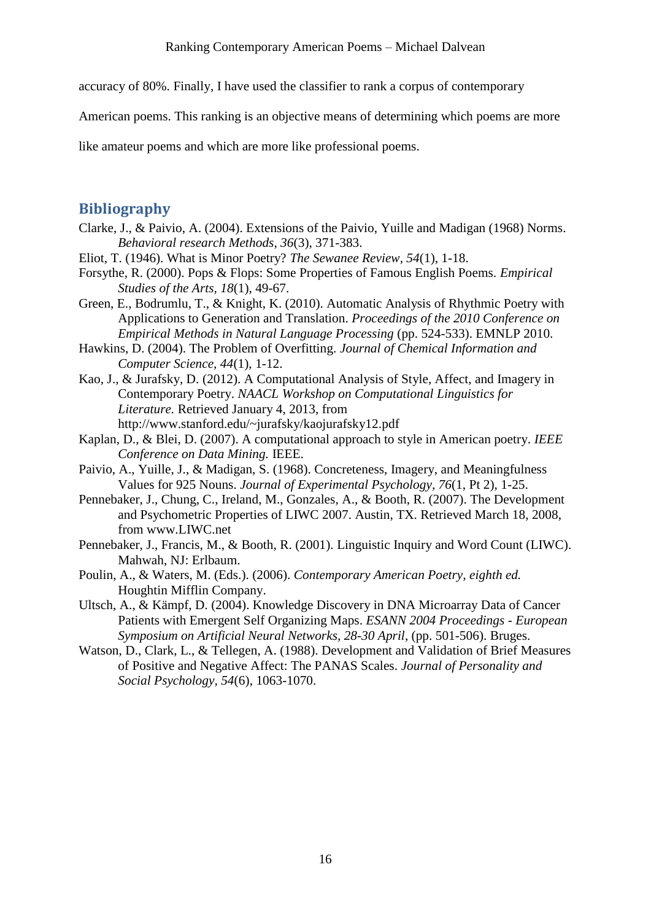accuracy of 80%. Finally, I have used the classifier to rank a corpus of contemporary American poems. This ranking is an objective means of determining which poems are more like amateur poems and which are more like professional poems.

## Bibliography

Clarke, J., & Paivio, A. (2004). Extensions of the Paivio, Yuille and Madigan (1968) Norms. *Behavioral research Methods, 36*(3), 371-383.

Eliot, T. (1946). What is Minor Poetry? *The Sewanee Review, 54*(1), 1-18.

Forsythe, R. (2000). Pops & Flops: Some Properties of Famous English Poems. *Empirical Studies of the Arts, 18*(1), 49-67.

Green, E., Bodrumlu, T., & Knight, K. (2010). Automatic Analysis of Rhythmic Poetry with Applications to Generation and Translation. *Proceedings of the 2010 Conference on Empirical Methods in Natural Language Processing* (pp. 524-533). EMNLP 2010.

Hawkins, D. (2004). The Problem of Overfitting. *Journal of Chemical Information and Computer Science, 44*(1), 1-12.

Kao, J., & Jurafsky, D. (2012). A Computational Analysis of Style, Affect, and Imagery in Contemporary Poetry. *NAACL Workshop on Computational Linguistics for Literature.* Retrieved January 4, 2013, from http://www.stanford.edu/~jurafsky/kaojurafsky12.pdf

Kaplan, D., & Blei, D. (2007). A computational approach to style in American poetry. *IEEE Conference on Data Mining.* IEEE.

Paivio, A., Yuille, J., & Madigan, S. (1968). Concreteness, Imagery, and Meaningfulness Values for 925 Nouns. *Journal of Experimental Psychology, 76*(1, Pt 2), 1-25.

Pennebaker, J., Chung, C., Ireland, M., Gonzales, A., & Booth, R. (2007). The Development and Psychometric Properties of LIWC 2007. Austin, TX. Retrieved March 18, 2008, from www.LIWC.net

Pennebaker, J., Francis, M., & Booth, R. (2001). Linguistic Inquiry and Word Count (LIWC). Mahwah, NJ: Erlbaum.

Poulin, A., & Waters, M. (Eds.). (2006). *Contemporary American Poetry, eighth ed.* Houghtin Mifflin Company.

Ultsch, A., & Kämpf, D. (2004). Knowledge Discovery in DNA Microarray Data of Cancer Patients with Emergent Self Organizing Maps. *ESANN 2004 Proceedings - European Symposium on Artificial Neural Networks, 28-30 April*, (pp. 501-506). Bruges.

Watson, D., Clark, L., & Tellegen, A. (1988). Development and Validation of Brief Measures of Positive and Negative Affect: The PANAS Scales. *Journal of Personality and Social Psychology, 54*(6), 1063-1070.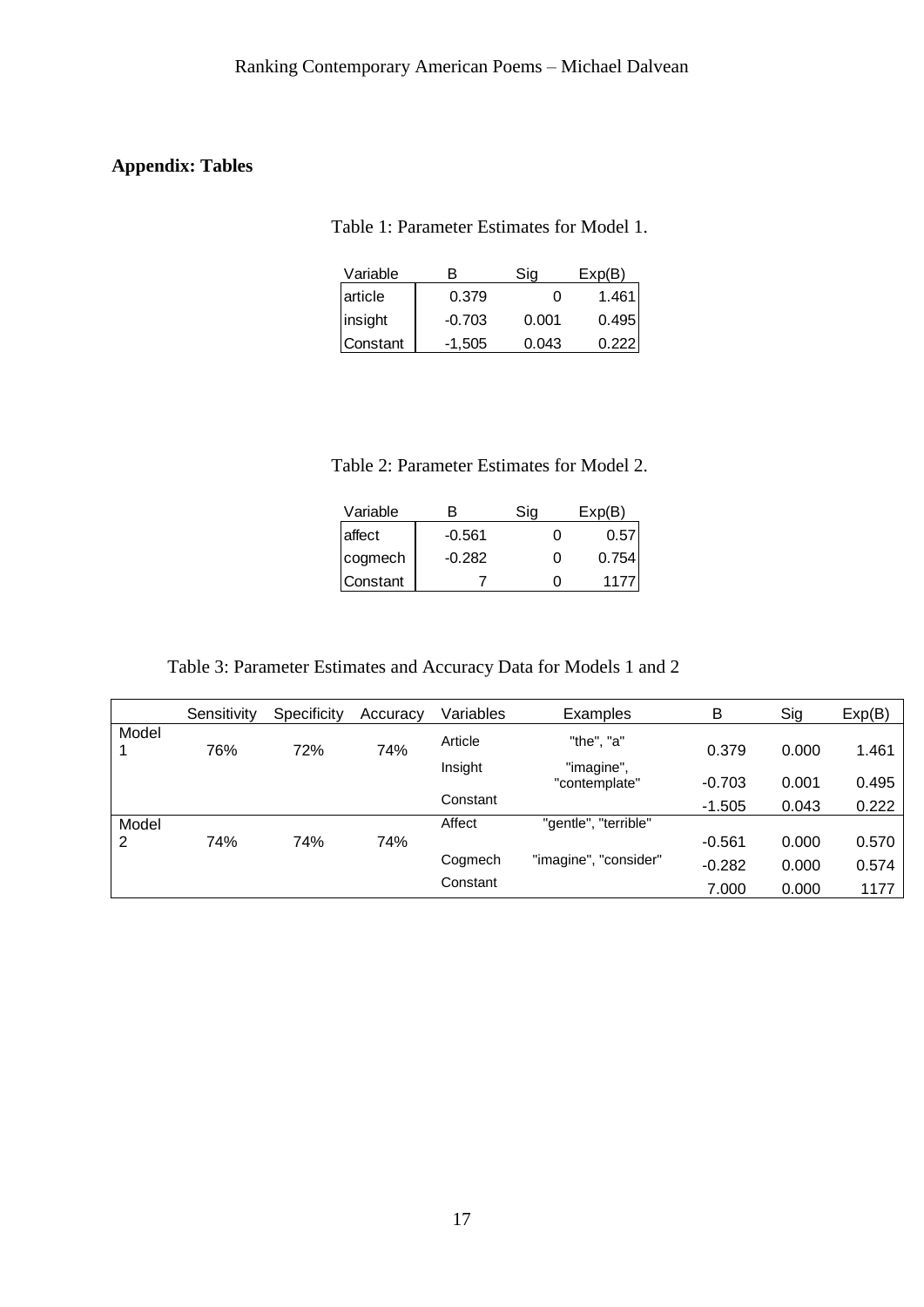**Appendix: Tables**

Table 1: Parameter Estimates for Model 1.

| Variable | B | Sig | Exp(B) |
|---|---|---|---|
| article | 0.379 | 0 | 1.461 |
| insight | -0.703 | 0.001 | 0.495 |
| Constant | -1,505 | 0.043 | 0.222 |

Table 2: Parameter Estimates for Model 2.

| Variable | B | Sig | Exp(B) |
|---|---|---|---|
| affect | -0.561 | 0 | 0.57 |
| cogmech | -0.282 | 0 | 0.754 |
| Constant | 7 | 0 | 1177 |

Table 3: Parameter Estimates and Accuracy Data for Models 1 and 2

| | Sensitivity | Specificity | Accuracy | Variables | Examples | B | Sig | Exp(B) |
|---|---|---|---|---|---|---|---|---|
| Model 1 | 76% | 72% | 74% | Article | "the", "a" | 0.379 | 0.000 | 1.461 |
| | | | | Insight | "imagine", "contemplate" | -0.703 | 0.001 | 0.495 |
| | | | | Constant | | -1.505 | 0.043 | 0.222 |
| Model 2 | 74% | 74% | 74% | Affect | "gentle", "terrible" | -0.561 | 0.000 | 0.570 |
| | | | | Cogmech | "imagine", "consider" | -0.282 | 0.000 | 0.574 |
| | | | | Constant | | 7.000 | 0.000 | 1177 |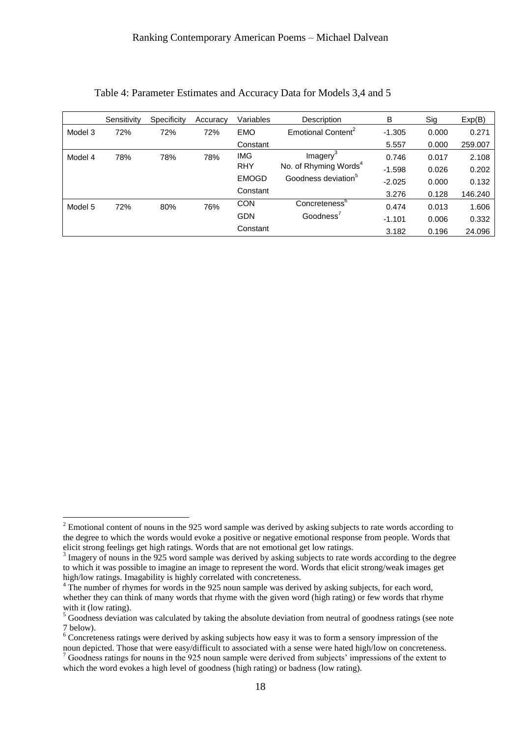Table 4: Parameter Estimates and Accuracy Data for Models 3,4 and 5

| | Sensitivity | Specificity | Accuracy | Variables | Description | B | Sig | Exp(B) |
|---|---|---|---|---|---|---|---|---|
| Model 3 | 72% | 72% | 72% | EMO | Emotional Content[2] | -1.305 | 0.000 | 0.271 |
| | | | | Constant | | 5.557 | 0.000 | 259.007 |
| Model 4 | 78% | 78% | 78% | IMG | Imagery[3] | 0.746 | 0.017 | 2.108 |
| | | | | RHY | No. of Rhyming Words[4] | -1.598 | 0.026 | 0.202 |
| | | | | EMOGD | Goodness deviation[5] | -2.025 | 0.000 | 0.132 |
| | | | | Constant | | 3.276 | 0.128 | 146.240 |
| Model 5 | 72% | 80% | 76% | CON | Concreteness[6] | 0.474 | 0.013 | 1.606 |
| | | | | GDN | Goodness[7] | -1.101 | 0.006 | 0.332 |
| | | | | Constant | | 3.182 | 0.196 | 24.096 |

[2] Emotional content of nouns in the 925 word sample was derived by asking subjects to rate words according to the degree to which the words would evoke a positive or negative emotional response from people. Words that elicit strong feelings get high ratings. Words that are not emotional get low ratings.

[3] Imagery of nouns in the 925 word sample was derived by asking subjects to rate words according to the degree to which it was possible to imagine an image to represent the word. Words that elicit strong/weak images get high/low ratings. Imagability is highly correlated with concreteness.

[4] The number of rhymes for words in the 925 noun sample was derived by asking subjects, for each word, whether they can think of many words that rhyme with the given word (high rating) or few words that rhyme with it (low rating).

[5] Goodness deviation was calculated by taking the absolute deviation from neutral of goodness ratings (see note 7 below).

[6] Concreteness ratings were derived by asking subjects how easy it was to form a sensory impression of the noun depicted. Those that were easy/difficult to associated with a sense were hated high/low on concreteness.

[7] Goodness ratings for nouns in the 925 noun sample were derived from subjects' impressions of the extent to which the word evokes a high level of goodness (high rating) or badness (low rating).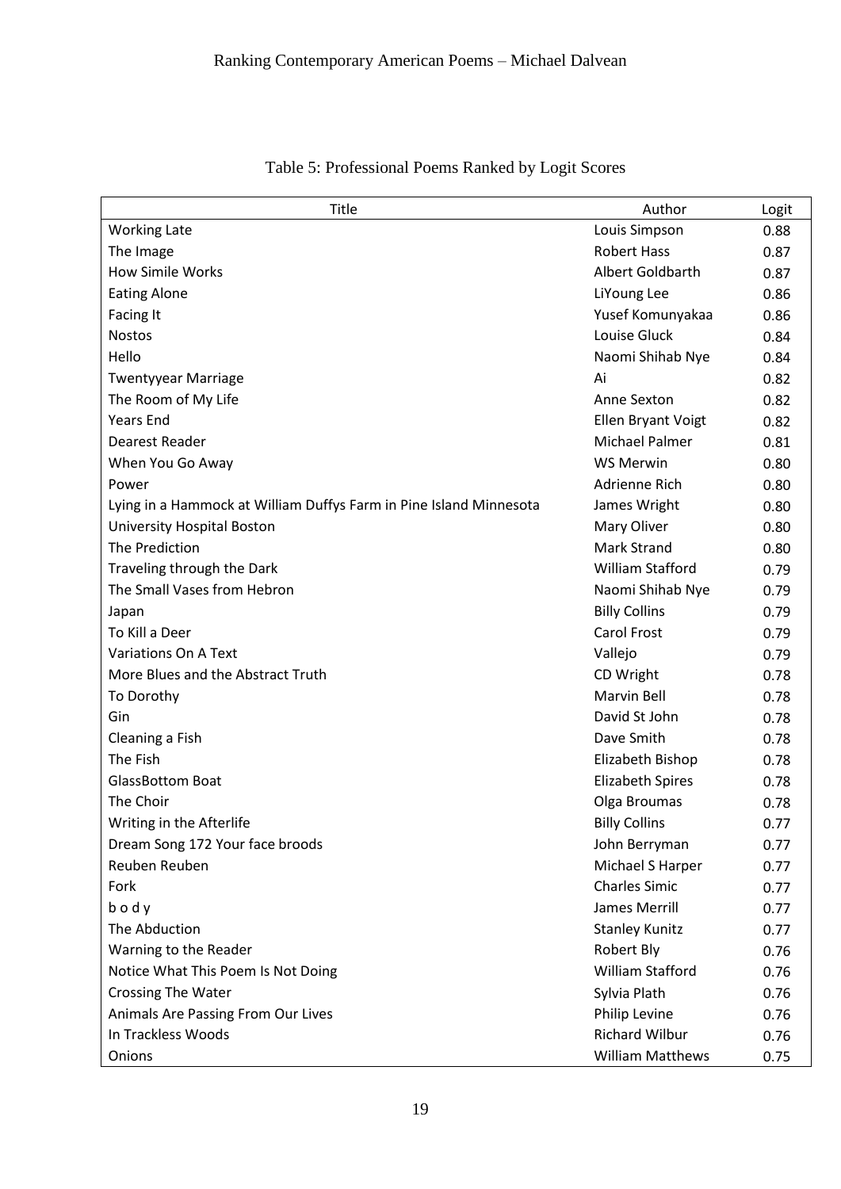Table 5: Professional Poems Ranked by Logit Scores

| Title | Author | Logit |
|---|---|---|
| Working Late | Louis Simpson | 0.88 |
| The Image | Robert Hass | 0.87 |
| How Simile Works | Albert Goldbarth | 0.87 |
| Eating Alone | LiYoung Lee | 0.86 |
| Facing It | Yusef Komunyakaa | 0.86 |
| Nostos | Louise Gluck | 0.84 |
| Hello | Naomi Shihab Nye | 0.84 |
| Twentyyear Marriage | Ai | 0.82 |
| The Room of My Life | Anne Sexton | 0.82 |
| Years End | Ellen Bryant Voigt | 0.82 |
| Dearest Reader | Michael Palmer | 0.81 |
| When You Go Away | WS Merwin | 0.80 |
| Power | Adrienne Rich | 0.80 |
| Lying in a Hammock at William Duffys Farm in Pine Island Minnesota | James Wright | 0.80 |
| University Hospital Boston | Mary Oliver | 0.80 |
| The Prediction | Mark Strand | 0.80 |
| Traveling through the Dark | William Stafford | 0.79 |
| The Small Vases from Hebron | Naomi Shihab Nye | 0.79 |
| Japan | Billy Collins | 0.79 |
| To Kill a Deer | Carol Frost | 0.79 |
| Variations On A Text | Vallejo | 0.79 |
| More Blues and the Abstract Truth | CD Wright | 0.78 |
| To Dorothy | Marvin Bell | 0.78 |
| Gin | David St John | 0.78 |
| Cleaning a Fish | Dave Smith | 0.78 |
| The Fish | Elizabeth Bishop | 0.78 |
| GlassBottom Boat | Elizabeth Spires | 0.78 |
| The Choir | Olga Broumas | 0.78 |
| Writing in the Afterlife | Billy Collins | 0.77 |
| Dream Song 172 Your face broods | John Berryman | 0.77 |
| Reuben Reuben | Michael S Harper | 0.77 |
| Fork | Charles Simic | 0.77 |
| b o d y | James Merrill | 0.77 |
| The Abduction | Stanley Kunitz | 0.77 |
| Warning to the Reader | Robert Bly | 0.76 |
| Notice What This Poem Is Not Doing | William Stafford | 0.76 |
| Crossing The Water | Sylvia Plath | 0.76 |
| Animals Are Passing From Our Lives | Philip Levine | 0.76 |
| In Trackless Woods | Richard Wilbur | 0.76 |
| Onions | William Matthews | 0.75 |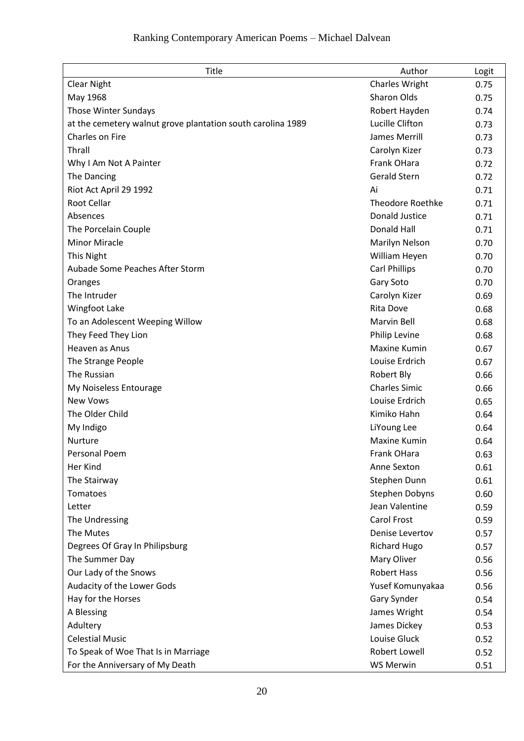| Title | Author | Logit |
|---|---|---|
| Clear Night | Charles Wright | 0.75 |
| May 1968 | Sharon Olds | 0.75 |
| Those Winter Sundays | Robert Hayden | 0.74 |
| at the cemetery walnut grove plantation south carolina 1989 | Lucille Clifton | 0.73 |
| Charles on Fire | James Merrill | 0.73 |
| Thrall | Carolyn Kizer | 0.73 |
| Why I Am Not A Painter | Frank OHara | 0.72 |
| The Dancing | Gerald Stern | 0.72 |
| Riot Act April 29 1992 | Ai | 0.71 |
| Root Cellar | Theodore Roethke | 0.71 |
| Absences | Donald Justice | 0.71 |
| The Porcelain Couple | Donald Hall | 0.71 |
| Minor Miracle | Marilyn Nelson | 0.70 |
| This Night | William Heyen | 0.70 |
| Aubade Some Peaches After Storm | Carl Phillips | 0.70 |
| Oranges | Gary Soto | 0.70 |
| The Intruder | Carolyn Kizer | 0.69 |
| Wingfoot Lake | Rita Dove | 0.68 |
| To an Adolescent Weeping Willow | Marvin Bell | 0.68 |
| They Feed They Lion | Philip Levine | 0.68 |
| Heaven as Anus | Maxine Kumin | 0.67 |
| The Strange People | Louise Erdrich | 0.67 |
| The Russian | Robert Bly | 0.66 |
| My Noiseless Entourage | Charles Simic | 0.66 |
| New Vows | Louise Erdrich | 0.65 |
| The Older Child | Kimiko Hahn | 0.64 |
| My Indigo | LiYoung Lee | 0.64 |
| Nurture | Maxine Kumin | 0.64 |
| Personal Poem | Frank OHara | 0.63 |
| Her Kind | Anne Sexton | 0.61 |
| The Stairway | Stephen Dunn | 0.61 |
| Tomatoes | Stephen Dobyns | 0.60 |
| Letter | Jean Valentine | 0.59 |
| The Undressing | Carol Frost | 0.59 |
| The Mutes | Denise Levertov | 0.57 |
| Degrees Of Gray In Philipsburg | Richard Hugo | 0.57 |
| The Summer Day | Mary Oliver | 0.56 |
| Our Lady of the Snows | Robert Hass | 0.56 |
| Audacity of the Lower Gods | Yusef Komunyakaa | 0.56 |
| Hay for the Horses | Gary Synder | 0.54 |
| A Blessing | James Wright | 0.54 |
| Adultery | James Dickey | 0.53 |
| Celestial Music | Louise Gluck | 0.52 |
| To Speak of Woe That Is in Marriage | Robert Lowell | 0.52 |
| For the Anniversary of My Death | WS Merwin | 0.51 |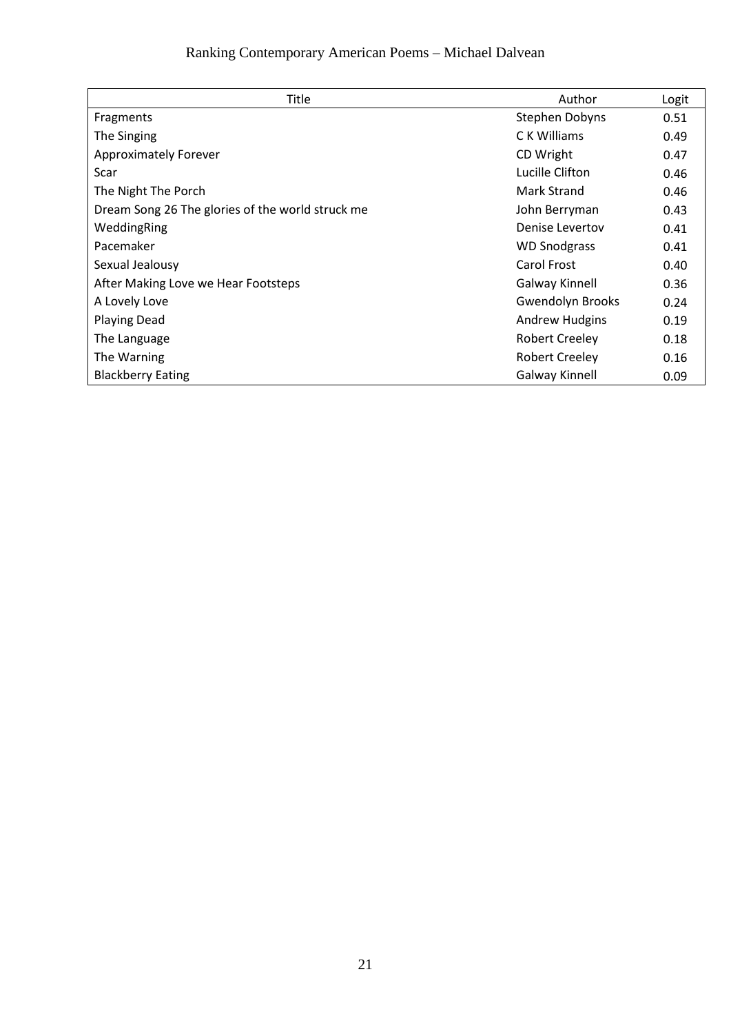| Title | Author | Logit |
|---|---|---|
| Fragments | Stephen Dobyns | 0.51 |
| The Singing | C K Williams | 0.49 |
| Approximately Forever | CD Wright | 0.47 |
| Scar | Lucille Clifton | 0.46 |
| The Night The Porch | Mark Strand | 0.46 |
| Dream Song 26 The glories of the world struck me | John Berryman | 0.43 |
| WeddingRing | Denise Levertov | 0.41 |
| Pacemaker | WD Snodgrass | 0.41 |
| Sexual Jealousy | Carol Frost | 0.40 |
| After Making Love we Hear Footsteps | Galway Kinnell | 0.36 |
| A Lovely Love | Gwendolyn Brooks | 0.24 |
| Playing Dead | Andrew Hudgins | 0.19 |
| The Language | Robert Creeley | 0.18 |
| The Warning | Robert Creeley | 0.16 |
| Blackberry Eating | Galway Kinnell | 0.09 |